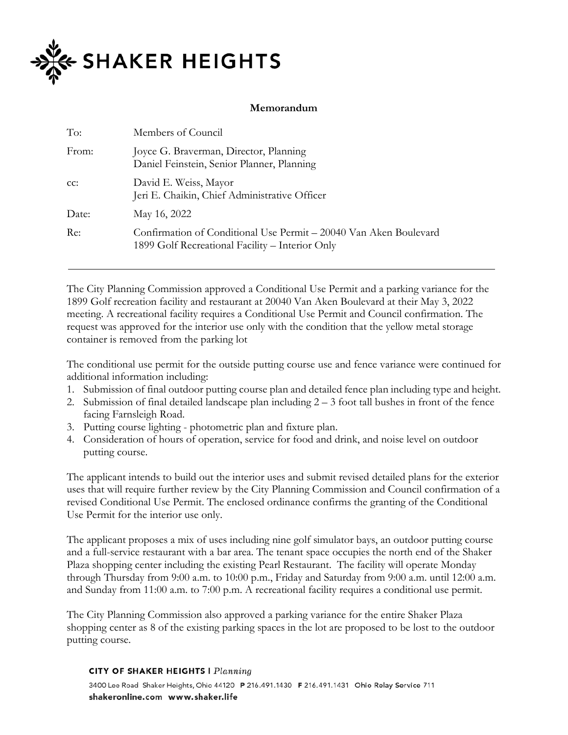SHAKER HEIGHTS

**Memorandum**

| | |
|---|---|
| To: | Members of Council |
| From: | Joyce G. Braverman, Director, Planning<br>Daniel Feinstein, Senior Planner, Planning |
| cc: | David E. Weiss, Mayor<br>Jeri E. Chaikin, Chief Administrative Officer |
| Date: | May 16, 2022 |
| Re: | Confirmation of Conditional Use Permit – 20040 Van Aken Boulevard<br>1899 Golf Recreational Facility – Interior Only |

---

The City Planning Commission approved a Conditional Use Permit and a parking variance for the 1899 Golf recreation facility and restaurant at 20040 Van Aken Boulevard at their May 3, 2022 meeting. A recreational facility requires a Conditional Use Permit and Council confirmation. The request was approved for the interior use only with the condition that the yellow metal storage container is removed from the parking lot

The conditional use permit for the outside putting course use and fence variance were continued for additional information including:

1. Submission of final outdoor putting course plan and detailed fence plan including type and height.
2. Submission of final detailed landscape plan including 2 – 3 foot tall bushes in front of the fence facing Farnsleigh Road.
3. Putting course lighting - photometric plan and fixture plan.
4. Consideration of hours of operation, service for food and drink, and noise level on outdoor putting course.

The applicant intends to build out the interior uses and submit revised detailed plans for the exterior uses that will require further review by the City Planning Commission and Council confirmation of a revised Conditional Use Permit. The enclosed ordinance confirms the granting of the Conditional Use Permit for the interior use only.

The applicant proposes a mix of uses including nine golf simulator bays, an outdoor putting course and a full-service restaurant with a bar area. The tenant space occupies the north end of the Shaker Plaza shopping center including the existing Pearl Restaurant. The facility will operate Monday through Thursday from 9:00 a.m. to 10:00 p.m., Friday and Saturday from 9:00 a.m. until 12:00 a.m. and Sunday from 11:00 a.m. to 7:00 p.m. A recreational facility requires a conditional use permit.

The City Planning Commission also approved a parking variance for the entire Shaker Plaza shopping center as 8 of the existing parking spaces in the lot are proposed to be lost to the outdoor putting course.

**CITY OF SHAKER HEIGHTS** | *Planning*

3400 Lee Road Shaker Heights, Ohio 44120 **P** 216.491.1430 **F** 216.491.1431 **Ohio Relay Service** 711

**shakeronline.com www.shaker.life**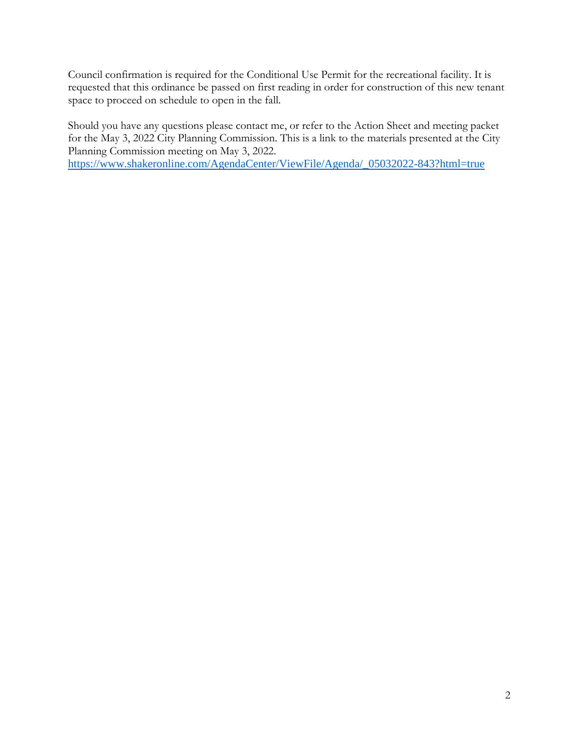Council confirmation is required for the Conditional Use Permit for the recreational facility. It is requested that this ordinance be passed on first reading in order for construction of this new tenant space to proceed on schedule to open in the fall.

Should you have any questions please contact me, or refer to the Action Sheet and meeting packet for the May 3, 2022 City Planning Commission. This is a link to the materials presented at the City Planning Commission meeting on May 3, 2022.
https://www.shakeronline.com/AgendaCenter/ViewFile/Agenda/_05032022-843?html=true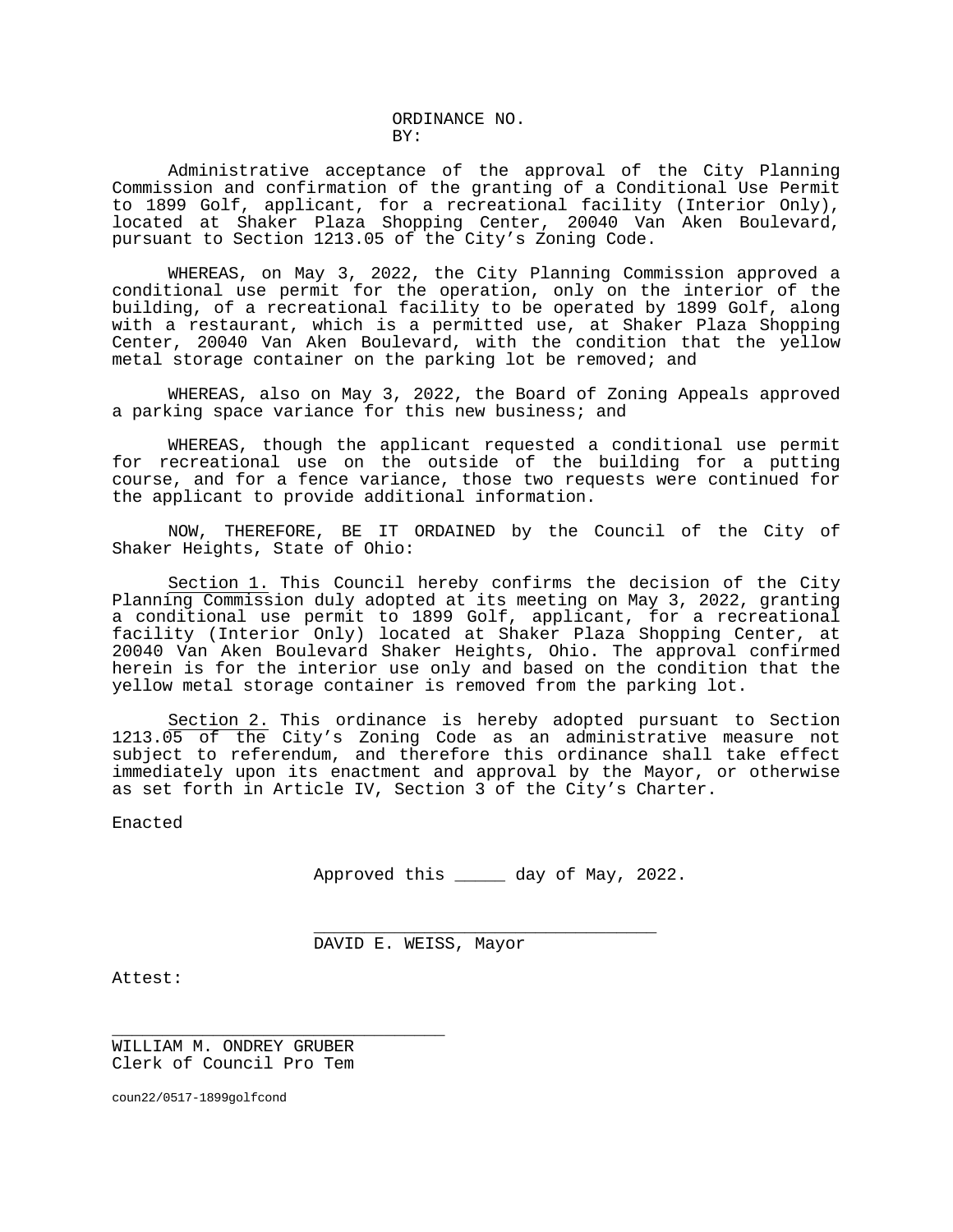ORDINANCE NO.
BY:

Administrative acceptance of the approval of the City Planning Commission and confirmation of the granting of a Conditional Use Permit to 1899 Golf, applicant, for a recreational facility (Interior Only), located at Shaker Plaza Shopping Center, 20040 Van Aken Boulevard, pursuant to Section 1213.05 of the City's Zoning Code.

WHEREAS, on May 3, 2022, the City Planning Commission approved a conditional use permit for the operation, only on the interior of the building, of a recreational facility to be operated by 1899 Golf, along with a restaurant, which is a permitted use, at Shaker Plaza Shopping Center, 20040 Van Aken Boulevard, with the condition that the yellow metal storage container on the parking lot be removed; and

WHEREAS, also on May 3, 2022, the Board of Zoning Appeals approved a parking space variance for this new business; and

WHEREAS, though the applicant requested a conditional use permit for recreational use on the outside of the building for a putting course, and for a fence variance, those two requests were continued for the applicant to provide additional information.

NOW, THEREFORE, BE IT ORDAINED by the Council of the City of Shaker Heights, State of Ohio:

<u>Section 1.</u> This Council hereby confirms the decision of the City Planning Commission duly adopted at its meeting on May 3, 2022, granting a conditional use permit to 1899 Golf, applicant, for a recreational facility (Interior Only) located at Shaker Plaza Shopping Center, at 20040 Van Aken Boulevard Shaker Heights, Ohio. The approval confirmed herein is for the interior use only and based on the condition that the yellow metal storage container is removed from the parking lot.

<u>Section 2.</u> This ordinance is hereby adopted pursuant to Section 1213.05 of the City's Zoning Code as an administrative measure not subject to referendum, and therefore this ordinance shall take effect immediately upon its enactment and approval by the Mayor, or otherwise as set forth in Article IV, Section 3 of the City's Charter.

Enacted

Approved this _____ day of May, 2022.

__________________________________
DAVID E. WEISS, Mayor

Attest:

__________________________________
WILLIAM M. ONDREY GRUBER
Clerk of Council Pro Tem

coun22/0517-1899golfcond